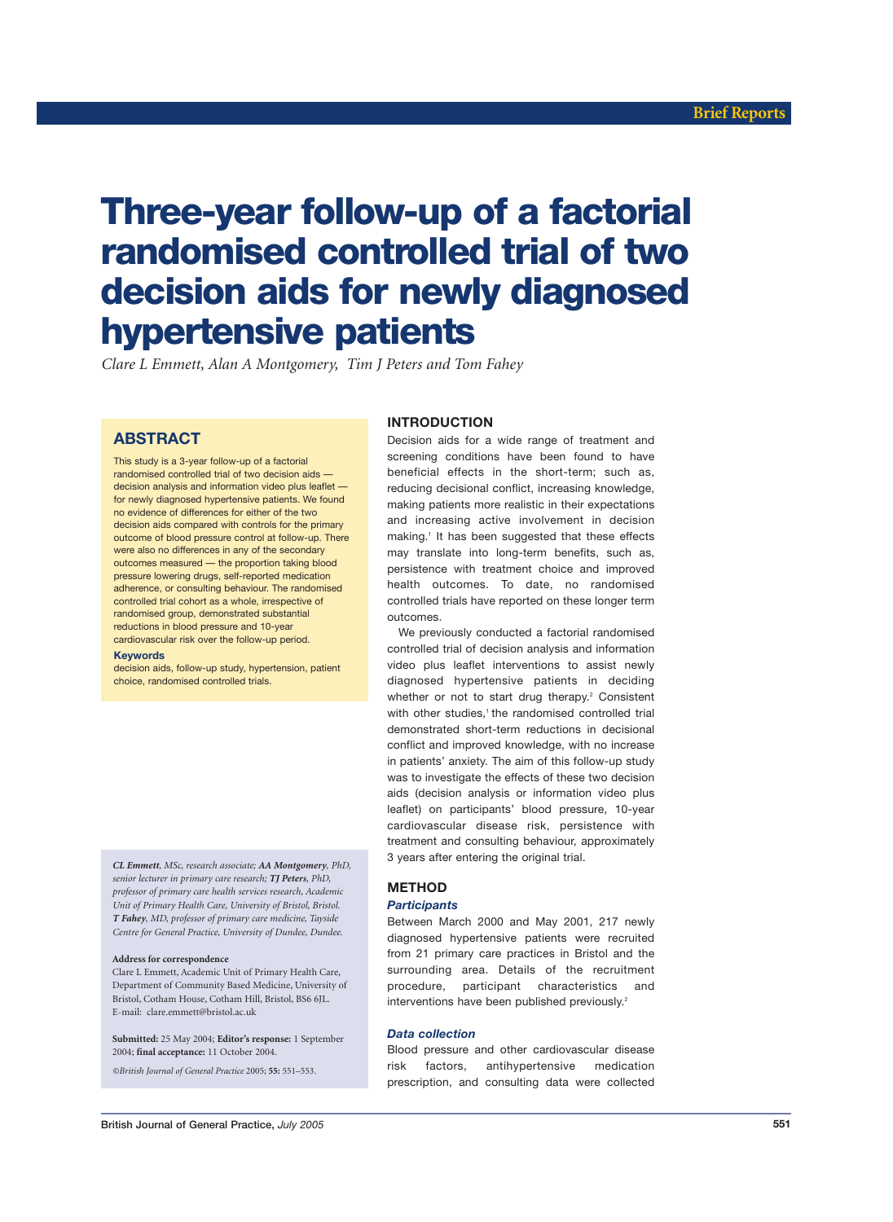# Three-year follow-up of a factorial randomised controlled trial of two decision aids for newly diagnosed hypertensive patients

*Clare L Emmett, Alan A Montgomery, Tim J Peters and Tom Fahey*

## ABSTRACT

This study is a 3-year follow-up of a factorial randomised controlled trial of two decision aids — decision analysis and information video plus leaflet — for newly diagnosed hypertensive patients. We found no evidence of differences for either of the two decision aids compared with controls for the primary outcome of blood pressure control at follow-up. There were also no differences in any of the secondary outcomes measured — the proportion taking blood pressure lowering drugs, self-reported medication adherence, or consulting behaviour. The randomised controlled trial cohort as a whole, irrespective of randomised group, demonstrated substantial reductions in blood pressure and 10-year cardiovascular risk over the follow-up period.

**Keywords**

decision aids, follow-up study, hypertension, patient choice, randomised controlled trials.

***CL Emmett**, MSc, research associate; **AA Montgomery**, PhD, senior lecturer in primary care research; **TJ Peters**, PhD, professor of primary care health services research, Academic Unit of Primary Health Care, University of Bristol, Bristol. **T Fahey**, MD, professor of primary care medicine, Tayside Centre for General Practice, University of Dundee, Dundee.*

**Address for correspondence**

Clare L Emmett, Academic Unit of Primary Health Care, Department of Community Based Medicine, University of Bristol, Cotham House, Cotham Hill, Bristol, BS6 6JL. E-mail: clare.emmett@bristol.ac.uk

**Submitted:** 25 May 2004; **Editor's response:** 1 September 2004; **final acceptance:** 11 October 2004.

*©British Journal of General Practice 2005;* **55:** 551–553.

## INTRODUCTION

Decision aids for a wide range of treatment and screening conditions have been found to have beneficial effects in the short-term; such as, reducing decisional conflict, increasing knowledge, making patients more realistic in their expectations and increasing active involvement in decision making.[1] It has been suggested that these effects may translate into long-term benefits, such as, persistence with treatment choice and improved health outcomes. To date, no randomised controlled trials have reported on these longer term outcomes.

We previously conducted a factorial randomised controlled trial of decision analysis and information video plus leaflet interventions to assist newly diagnosed hypertensive patients in deciding whether or not to start drug therapy.[2] Consistent with other studies,[1] the randomised controlled trial demonstrated short-term reductions in decisional conflict and improved knowledge, with no increase in patients' anxiety. The aim of this follow-up study was to investigate the effects of these two decision aids (decision analysis or information video plus leaflet) on participants' blood pressure, 10-year cardiovascular disease risk, persistence with treatment and consulting behaviour, approximately 3 years after entering the original trial.

## METHOD

### *Participants*

Between March 2000 and May 2001, 217 newly diagnosed hypertensive patients were recruited from 21 primary care practices in Bristol and the surrounding area. Details of the recruitment procedure, participant characteristics and interventions have been published previously.[2]

### *Data collection*

Blood pressure and other cardiovascular disease risk factors, antihypertensive medication prescription, and consulting data were collected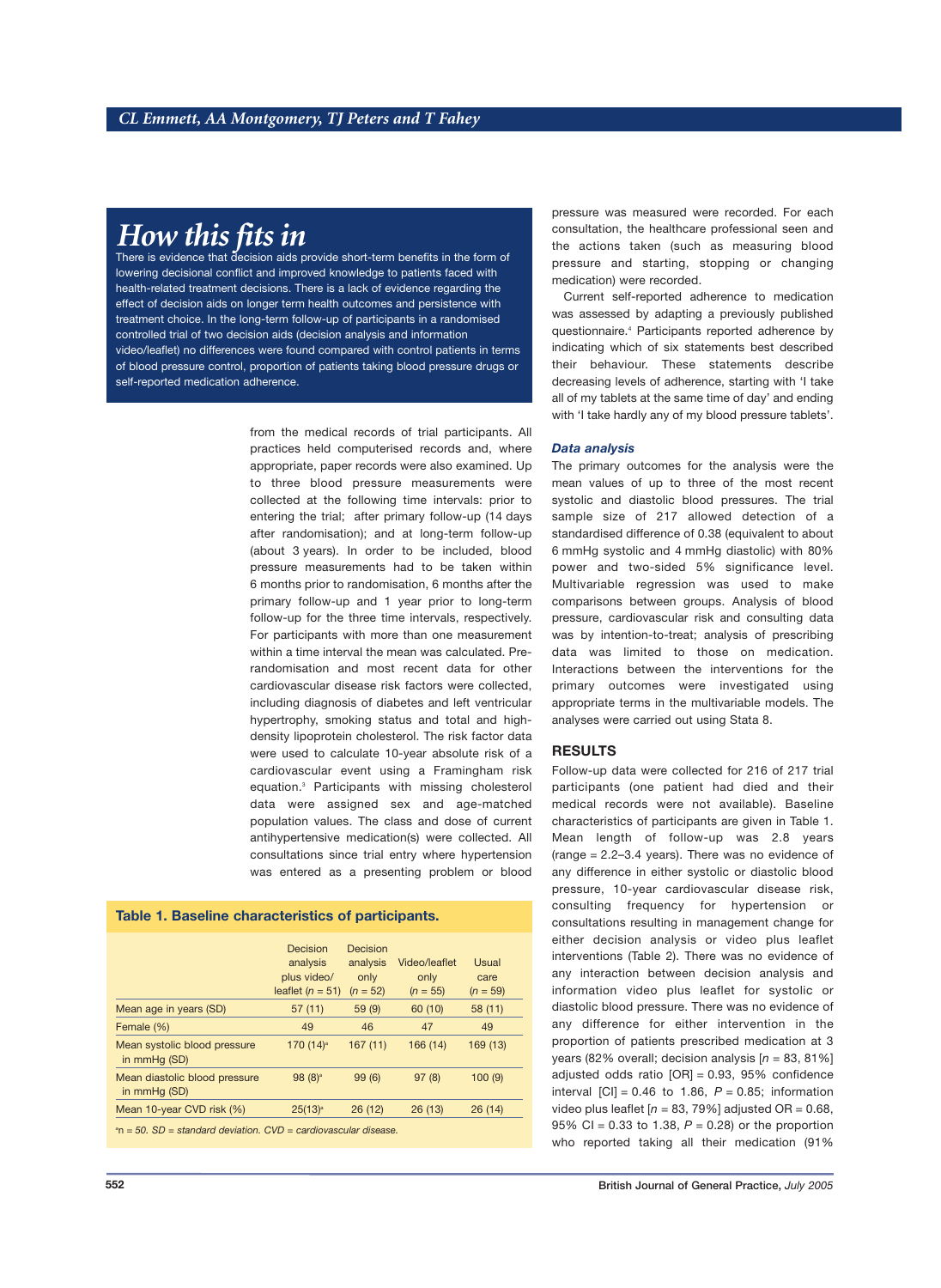## How this fits in

There is evidence that decision aids provide short-term benefits in the form of lowering decisional conflict and improved knowledge to patients faced with health-related treatment decisions. There is a lack of evidence regarding the effect of decision aids on longer term health outcomes and persistence with treatment choice. In the long-term follow-up of participants in a randomised controlled trial of two decision aids (decision analysis and information video/leaflet) no differences were found compared with control patients in terms of blood pressure control, proportion of patients taking blood pressure drugs or self-reported medication adherence.

from the medical records of trial participants. All practices held computerised records and, where appropriate, paper records were also examined. Up to three blood pressure measurements were collected at the following time intervals: prior to entering the trial; after primary follow-up (14 days after randomisation); and at long-term follow-up (about 3 years). In order to be included, blood pressure measurements had to be taken within 6 months prior to randomisation, 6 months after the primary follow-up and 1 year prior to long-term follow-up for the three time intervals, respectively. For participants with more than one measurement within a time interval the mean was calculated. Pre-randomisation and most recent data for other cardiovascular disease risk factors were collected, including diagnosis of diabetes and left ventricular hypertrophy, smoking status and total and high-density lipoprotein cholesterol. The risk factor data were used to calculate 10-year absolute risk of a cardiovascular event using a Framingham risk equation.[3] Participants with missing cholesterol data were assigned sex and age-matched population values. The class and dose of current antihypertensive medication(s) were collected. All consultations since trial entry where hypertension was entered as a presenting problem or blood pressure was measured were recorded. For each consultation, the healthcare professional seen and the actions taken (such as measuring blood pressure and starting, stopping or changing medication) were recorded.

Current self-reported adherence to medication was assessed by adapting a previously published questionnaire.[4] Participants reported adherence by indicating which of six statements best described their behaviour. These statements describe decreasing levels of adherence, starting with 'I take all of my tablets at the same time of day' and ending with 'I take hardly any of my blood pressure tablets'.

**Table 1. Baseline characteristics of participants.**

| | Decision analysis plus video/ leaflet ($n$ = 51) | Decision analysis only ($n$ = 52) | Video/leaflet only ($n$ = 55) | Usual care ($n$ = 59) |
|---|---|---|---|---|
| Mean age in years (SD) | 57 (11) | 59 (9) | 60 (10) | 58 (11) |
| Female (%) | 49 | 46 | 47 | 49 |
| Mean systolic blood pressure in mmHg (SD) | 170 (14)[a] | 167 (11) | 166 (14) | 169 (13) |
| Mean diastolic blood pressure in mmHg (SD) | 98 (8)[a] | 99 (6) | 97 (8) | 100 (9) |
| Mean 10-year CVD risk (%) | 25(13)[a] | 26 (12) | 26 (13) | 26 (14) |

[a]n = 50. *SD = standard deviation. CVD = cardiovascular disease.*

### *Data analysis*

The primary outcomes for the analysis were the mean values of up to three of the most recent systolic and diastolic blood pressures. The trial sample size of 217 allowed detection of a standardised difference of 0.38 (equivalent to about 6 mmHg systolic and 4 mmHg diastolic) with 80% power and two-sided 5% significance level. Multivariable regression was used to make comparisons between groups. Analysis of blood pressure, cardiovascular risk and consulting data was by intention-to-treat; analysis of prescribing data was limited to those on medication. Interactions between the interventions for the primary outcomes were investigated using appropriate terms in the multivariable models. The analyses were carried out using Stata 8.

## RESULTS

Follow-up data were collected for 216 of 217 trial participants (one patient had died and their medical records were not available). Baseline characteristics of participants are given in Table 1. Mean length of follow-up was 2.8 years (range = 2.2–3.4 years). There was no evidence of any difference in either systolic or diastolic blood pressure, 10-year cardiovascular disease risk, consulting frequency for hypertension or consultations resulting in management change for either decision analysis or video plus leaflet interventions (Table 2). There was no evidence of any interaction between decision analysis and information video plus leaflet for systolic or diastolic blood pressure. There was no evidence of any difference for either intervention in the proportion of patients prescribed medication at 3 years (82% overall; decision analysis [$n$ = 83, 81%] adjusted odds ratio [OR] = 0.93, 95% confidence interval [CI] = 0.46 to 1.86, $P$ = 0.85; information video plus leaflet [$n$ = 83, 79%] adjusted OR = 0.68, 95% CI = 0.33 to 1.38, $P$ = 0.28) or the proportion who reported taking all their medication (91%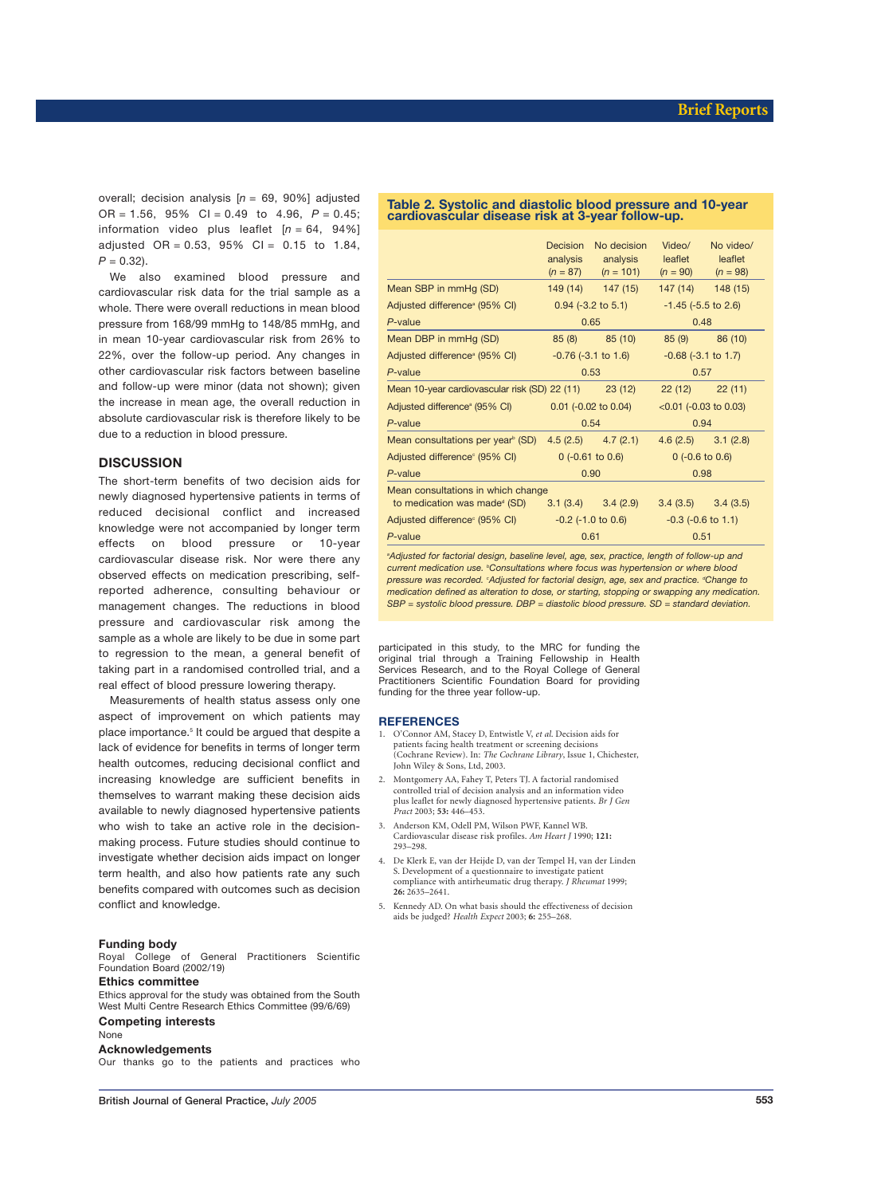overall; decision analysis [$n$ = 69, 90%] adjusted OR = 1.56, 95% CI = 0.49 to 4.96, $P$ = 0.45; information video plus leaflet [$n$ = 64, 94%] adjusted OR = 0.53, 95% CI = 0.15 to 1.84, $P$ = 0.32).

We also examined blood pressure and cardiovascular risk data for the trial sample as a whole. There were overall reductions in mean blood pressure from 168/99 mmHg to 148/85 mmHg, and in mean 10-year cardiovascular risk from 26% to 22%, over the follow-up period. Any changes in other cardiovascular risk factors between baseline and follow-up were minor (data not shown); given the increase in mean age, the overall reduction in absolute cardiovascular risk is therefore likely to be due to a reduction in blood pressure.

## DISCUSSION

The short-term benefits of two decision aids for newly diagnosed hypertensive patients in terms of reduced decisional conflict and increased knowledge were not accompanied by longer term effects on blood pressure or 10-year cardiovascular disease risk. Nor were there any observed effects on medication prescribing, self-reported adherence, consulting behaviour or management changes. The reductions in blood pressure and cardiovascular risk among the sample as a whole are likely to be due in some part to regression to the mean, a general benefit of taking part in a randomised controlled trial, and a real effect of blood pressure lowering therapy.

Measurements of health status assess only one aspect of improvement on which patients may place importance.[5] It could be argued that despite a lack of evidence for benefits in terms of longer term health outcomes, reducing decisional conflict and increasing knowledge are sufficient benefits in themselves to warrant making these decision aids available to newly diagnosed hypertensive patients who wish to take an active role in the decision-making process. Future studies should continue to investigate whether decision aids impact on longer term health, and also how patients rate any such benefits compared with outcomes such as decision conflict and knowledge.

**Table 2. Systolic and diastolic blood pressure and 10-year cardiovascular disease risk at 3-year follow-up.**

| | Decision analysis ($n$ = 87) | No decision analysis ($n$ = 101) | Video/ leaflet ($n$ = 90) | No video/ leaflet ($n$ = 98) |
|---|---|---|---|---|
| Mean SBP in mmHg (SD) | 149 (14) | 147 (15) | 147 (14) | 148 (15) |
| Adjusted difference[a] (95% CI) | 0.94 (-3.2 to 5.1) | | -1.45 (-5.5 to 2.6) | |
| $P$-value | 0.65 | | 0.48 | |
| Mean DBP in mmHg (SD) | 85 (8) | 85 (10) | 85 (9) | 86 (10) |
| Adjusted difference[a] (95% CI) | -0.76 (-3.1 to 1.6) | | -0.68 (-3.1 to 1.7) | |
| $P$-value | 0.53 | | 0.57 | |
| Mean 10-year cardiovascular risk (SD) | 22 (11) | 23 (12) | 22 (12) | 22 (11) |
| Adjusted difference[a] (95% CI) | 0.01 (-0.02 to 0.04) | | <0.01 (-0.03 to 0.03) | |
| $P$-value | 0.54 | | 0.94 | |
| Mean consultations per year[b] (SD) | 4.5 (2.5) | 4.7 (2.1) | 4.6 (2.5) | 3.1 (2.8) |
| Adjusted difference[c] (95% CI) | 0 (-0.61 to 0.6) | | 0 (-0.6 to 0.6) | |
| $P$-value | 0.90 | | 0.98 | |
| Mean consultations in which change to medication was made[d] (SD) | 3.1 (3.4) | 3.4 (2.9) | 3.4 (3.5) | 3.4 (3.5) |
| Adjusted difference[c] (95% CI) | -0.2 (-1.0 to 0.6) | | -0.3 (-0.6 to 1.1) | |
| $P$-value | 0.61 | | 0.51 | |

*[a]Adjusted for factorial design, baseline level, age, sex, practice, length of follow-up and current medication use. [b]Consultations where focus was hypertension or where blood pressure was recorded. [c]Adjusted for factorial design, age, sex and practice. [d]Change to medication defined as alteration to dose, or starting, stopping or swapping any medication. SBP = systolic blood pressure. DBP = diastolic blood pressure. SD = standard deviation.*

### Funding body

Royal College of General Practitioners Scientific Foundation Board (2002/19)

### Ethics committee

Ethics approval for the study was obtained from the South West Multi Centre Research Ethics Committee (99/6/69)

### Competing interests

None

### Acknowledgements

Our thanks go to the patients and practices who participated in this study, to the MRC for funding the original trial through a Training Fellowship in Health Services Research, and to the Royal College of General Practitioners Scientific Foundation Board for providing funding for the three year follow-up.

## REFERENCES

1. O'Connor AM, Stacey D, Entwistle V, *et al.* Decision aids for patients facing health treatment or screening decisions (Cochrane Review). In: *The Cochrane Library*, Issue 1, Chichester, John Wiley & Sons, Ltd, 2003.
2. Montgomery AA, Fahey T, Peters TJ. A factorial randomised controlled trial of decision analysis and an information video plus leaflet for newly diagnosed hypertensive patients. *Br J Gen Pract* 2003; **53:** 446–453.
3. Anderson KM, Odell PM, Wilson PWF, Kannel WB. Cardiovascular disease risk profiles. *Am Heart J* 1990; **121:** 293–298.
4. De Klerk E, van der Heijde D, van der Tempel H, van der Linden S. Development of a questionnaire to investigate patient compliance with antirheumatic drug therapy. *J Rheumat* 1999; **26:** 2635–2641.
5. Kennedy AD. On what basis should the effectiveness of decision aids be judged? *Health Expect* 2003; **6:** 255–268.